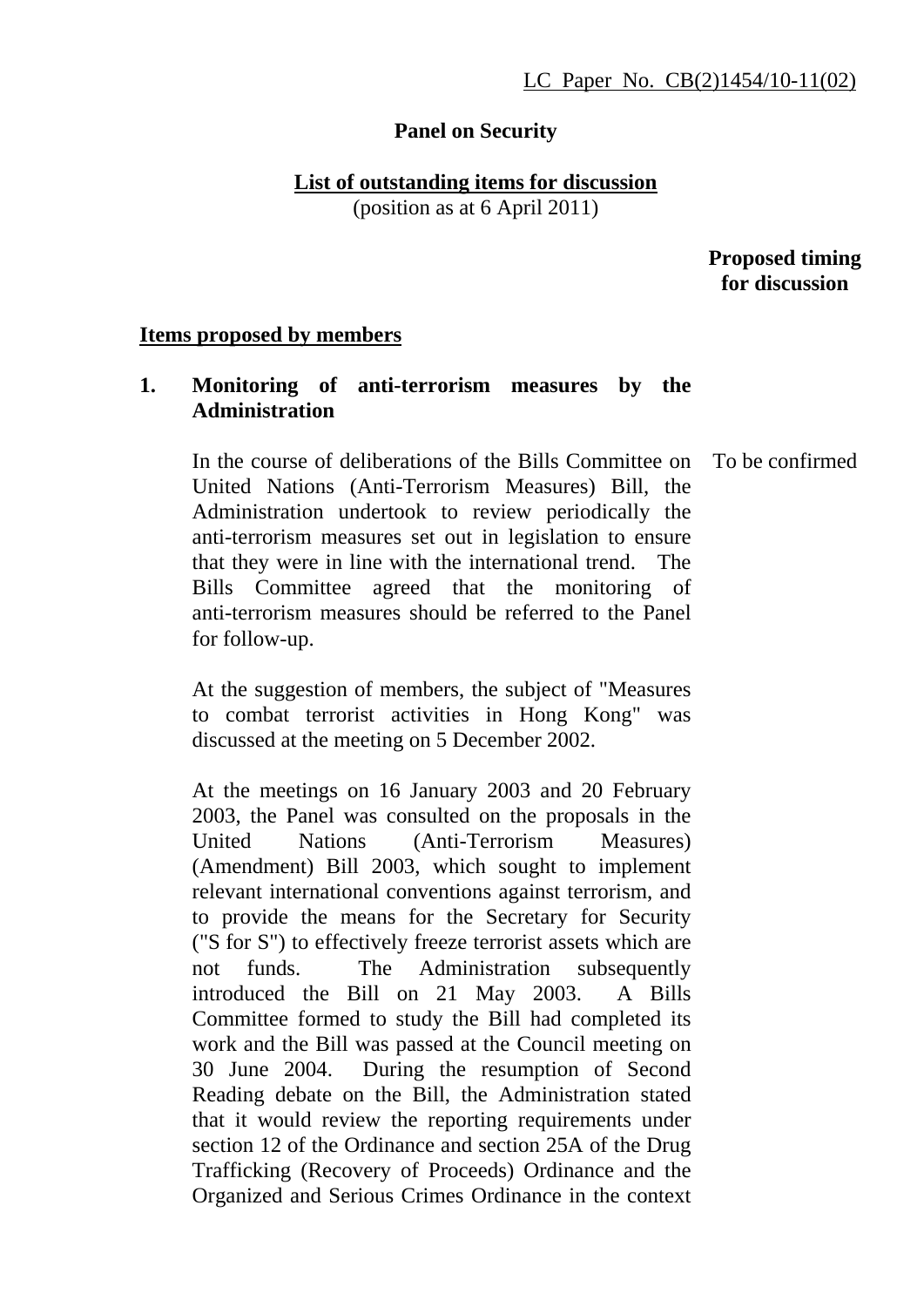LC Paper No. CB(2)1454/10-11(02)

**Panel on Security**

**List of outstanding items for discussion**
(position as at 6 April 2011)

**Proposed timing for discussion**

**Items proposed by members**

**1. Monitoring of anti-terrorism measures by the Administration**

In the course of deliberations of the Bills Committee on United Nations (Anti-Terrorism Measures) Bill, the Administration undertook to review periodically the anti-terrorism measures set out in legislation to ensure that they were in line with the international trend. The Bills Committee agreed that the monitoring of anti-terrorism measures should be referred to the Panel for follow-up. — To be confirmed

At the suggestion of members, the subject of "Measures to combat terrorist activities in Hong Kong" was discussed at the meeting on 5 December 2002.

At the meetings on 16 January 2003 and 20 February 2003, the Panel was consulted on the proposals in the United Nations (Anti-Terrorism Measures) (Amendment) Bill 2003, which sought to implement relevant international conventions against terrorism, and to provide the means for the Secretary for Security ("S for S") to effectively freeze terrorist assets which are not funds. The Administration subsequently introduced the Bill on 21 May 2003. A Bills Committee formed to study the Bill had completed its work and the Bill was passed at the Council meeting on 30 June 2004. During the resumption of Second Reading debate on the Bill, the Administration stated that it would review the reporting requirements under section 12 of the Ordinance and section 25A of the Drug Trafficking (Recovery of Proceeds) Ordinance and the Organized and Serious Crimes Ordinance in the context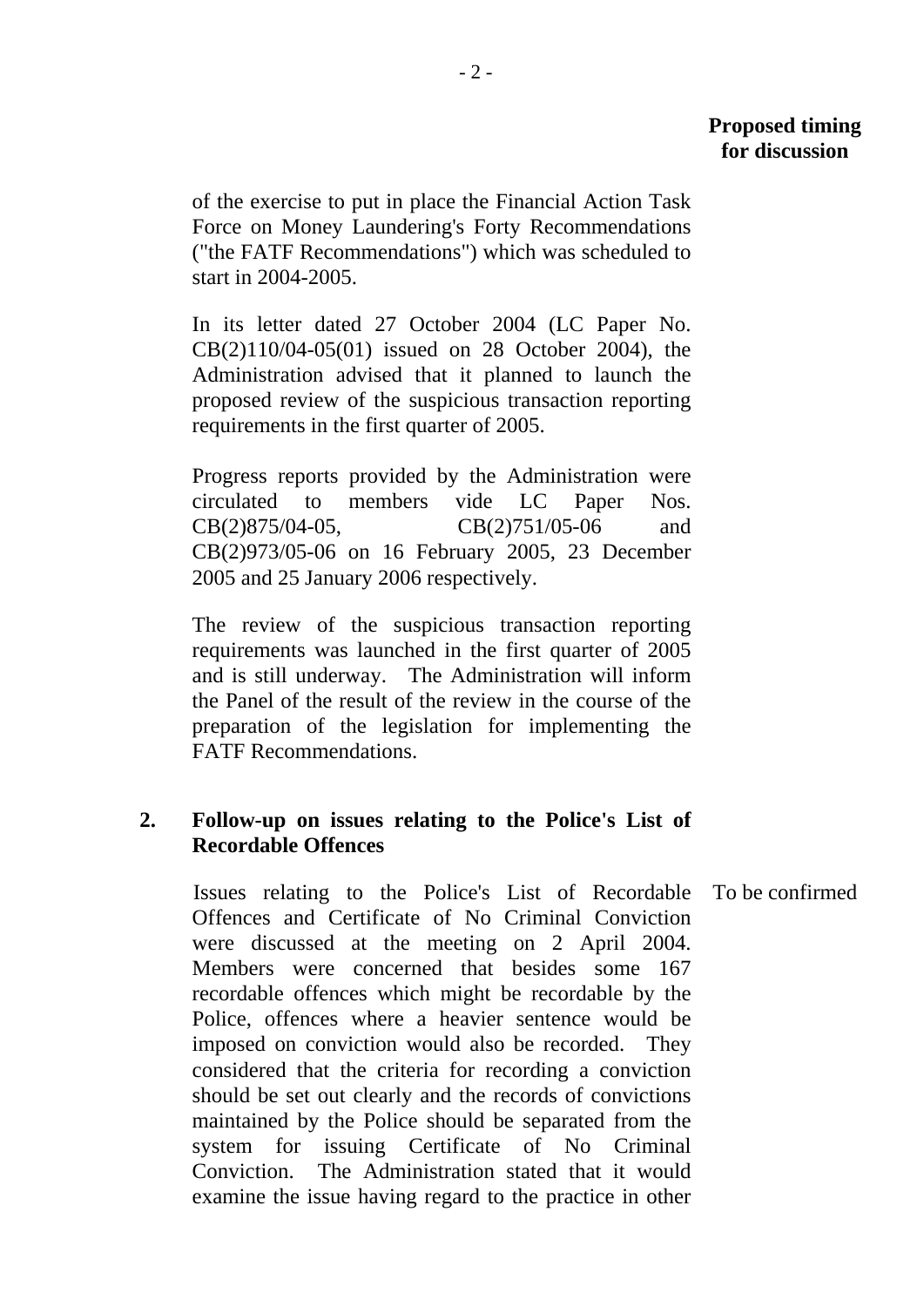**Proposed timing for discussion**

of the exercise to put in place the Financial Action Task Force on Money Laundering's Forty Recommendations ("the FATF Recommendations") which was scheduled to start in 2004-2005.

In its letter dated 27 October 2004 (LC Paper No. CB(2)110/04-05(01) issued on 28 October 2004), the Administration advised that it planned to launch the proposed review of the suspicious transaction reporting requirements in the first quarter of 2005.

Progress reports provided by the Administration were circulated to members vide LC Paper Nos. CB(2)875/04-05, CB(2)751/05-06 and CB(2)973/05-06 on 16 February 2005, 23 December 2005 and 25 January 2006 respectively.

The review of the suspicious transaction reporting requirements was launched in the first quarter of 2005 and is still underway. The Administration will inform the Panel of the result of the review in the course of the preparation of the legislation for implementing the FATF Recommendations.

**2. Follow-up on issues relating to the Police's List of Recordable Offences**

Issues relating to the Police's List of Recordable Offences and Certificate of No Criminal Conviction were discussed at the meeting on 2 April 2004. Members were concerned that besides some 167 recordable offences which might be recordable by the Police, offences where a heavier sentence would be imposed on conviction would also be recorded. They considered that the criteria for recording a conviction should be set out clearly and the records of convictions maintained by the Police should be separated from the system for issuing Certificate of No Criminal Conviction. The Administration stated that it would examine the issue having regard to the practice in other

*To be confirmed*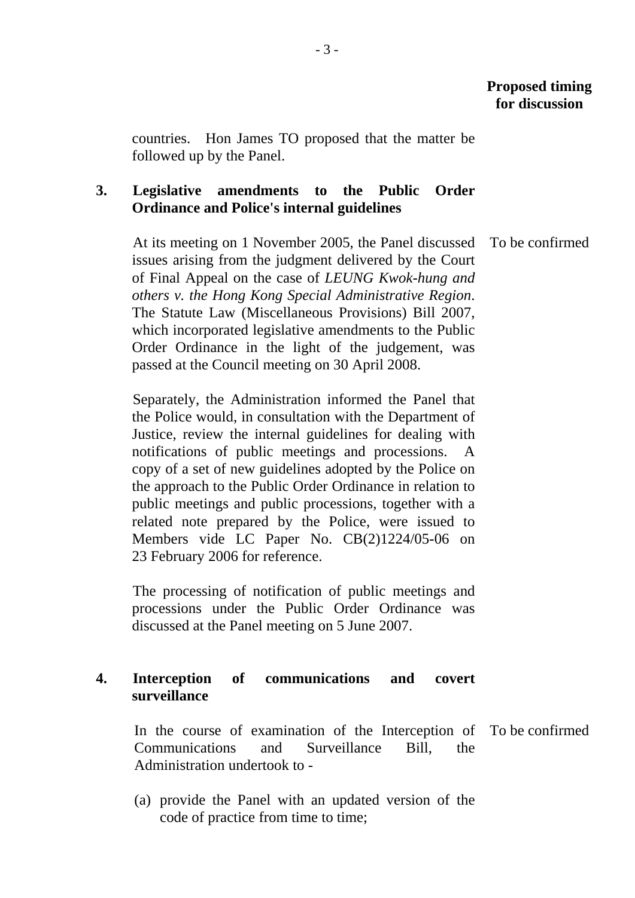**Proposed timing for discussion**

countries. Hon James TO proposed that the matter be followed up by the Panel.

**3. Legislative amendments to the Public Order Ordinance and Police's internal guidelines**

At its meeting on 1 November 2005, the Panel discussed issues arising from the judgment delivered by the Court of Final Appeal on the case of *LEUNG Kwok-hung and others v. the Hong Kong Special Administrative Region*. The Statute Law (Miscellaneous Provisions) Bill 2007, which incorporated legislative amendments to the Public Order Ordinance in the light of the judgement, was passed at the Council meeting on 30 April 2008. — To be confirmed

Separately, the Administration informed the Panel that the Police would, in consultation with the Department of Justice, review the internal guidelines for dealing with notifications of public meetings and processions. A copy of a set of new guidelines adopted by the Police on the approach to the Public Order Ordinance in relation to public meetings and public processions, together with a related note prepared by the Police, were issued to Members vide LC Paper No. CB(2)1224/05-06 on 23 February 2006 for reference.

The processing of notification of public meetings and processions under the Public Order Ordinance was discussed at the Panel meeting on 5 June 2007.

**4. Interception of communications and covert surveillance**

In the course of examination of the Interception of Communications and Surveillance Bill, the Administration undertook to - — To be confirmed

(a) provide the Panel with an updated version of the code of practice from time to time;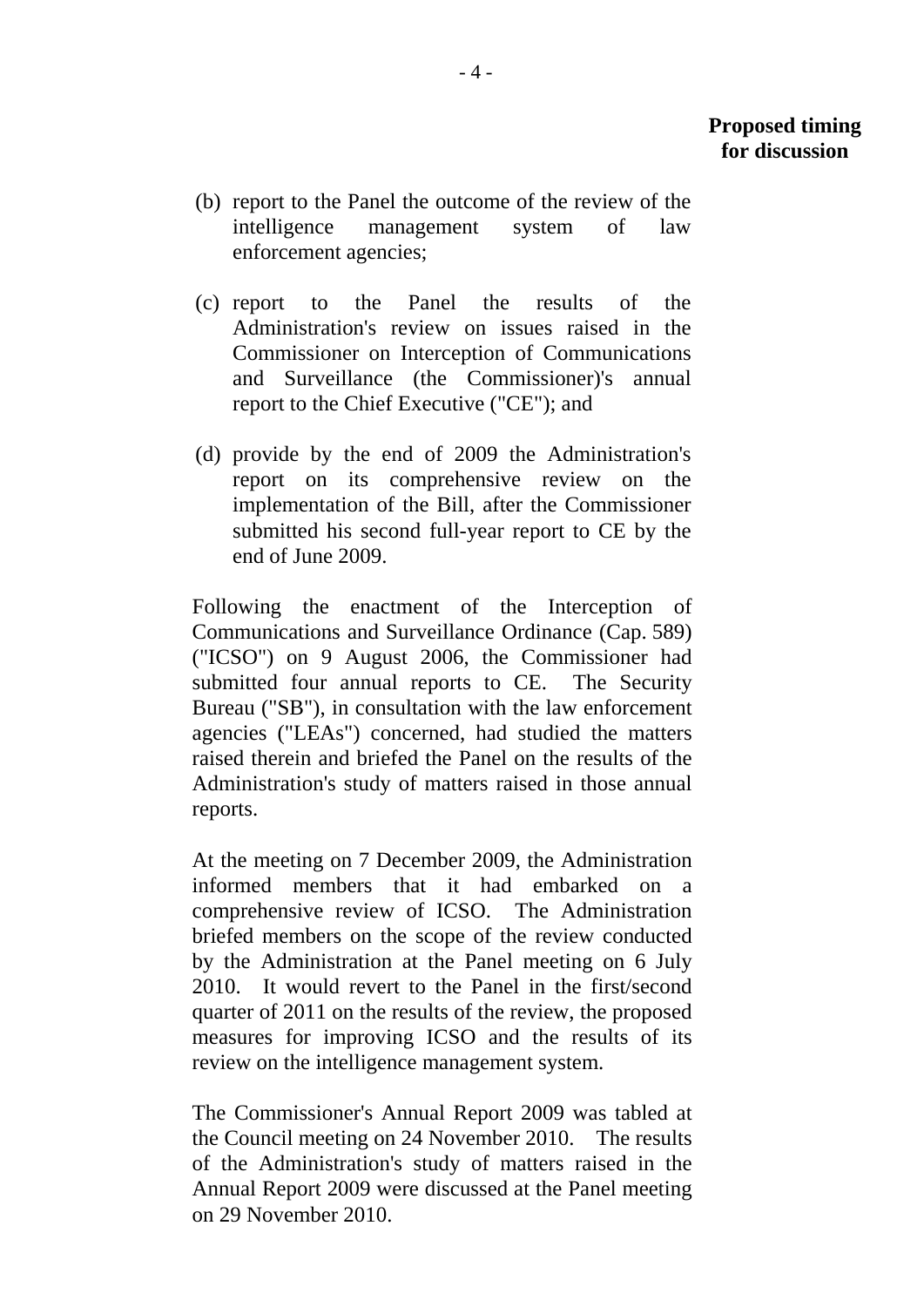**Proposed timing for discussion**

(b) report to the Panel the outcome of the review of the intelligence management system of law enforcement agencies;

(c) report to the Panel the results of the Administration's review on issues raised in the Commissioner on Interception of Communications and Surveillance (the Commissioner)'s annual report to the Chief Executive ("CE"); and

(d) provide by the end of 2009 the Administration's report on its comprehensive review on the implementation of the Bill, after the Commissioner submitted his second full-year report to CE by the end of June 2009.

Following the enactment of the Interception of Communications and Surveillance Ordinance (Cap. 589) ("ICSO") on 9 August 2006, the Commissioner had submitted four annual reports to CE. The Security Bureau ("SB"), in consultation with the law enforcement agencies ("LEAs") concerned, had studied the matters raised therein and briefed the Panel on the results of the Administration's study of matters raised in those annual reports.

At the meeting on 7 December 2009, the Administration informed members that it had embarked on a comprehensive review of ICSO. The Administration briefed members on the scope of the review conducted by the Administration at the Panel meeting on 6 July 2010. It would revert to the Panel in the first/second quarter of 2011 on the results of the review, the proposed measures for improving ICSO and the results of its review on the intelligence management system.

The Commissioner's Annual Report 2009 was tabled at the Council meeting on 24 November 2010. The results of the Administration's study of matters raised in the Annual Report 2009 were discussed at the Panel meeting on 29 November 2010.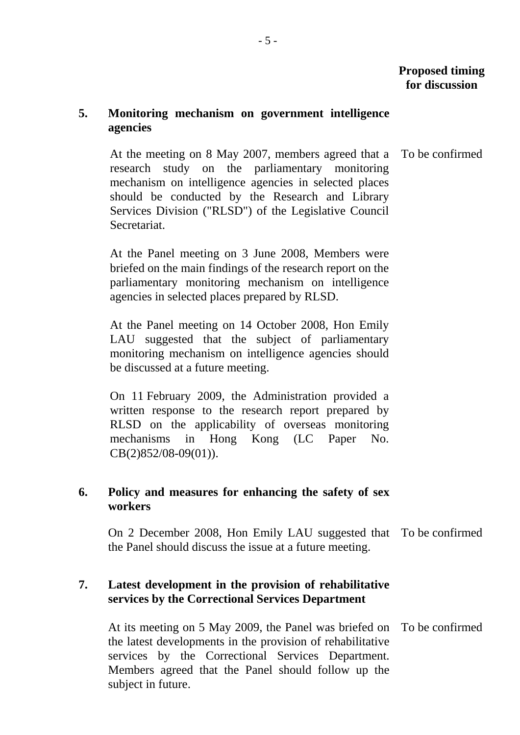**Proposed timing for discussion**

**5. Monitoring mechanism on government intelligence agencies**

At the meeting on 8 May 2007, members agreed that a research study on the parliamentary monitoring mechanism on intelligence agencies in selected places should be conducted by the Research and Library Services Division ("RLSD") of the Legislative Council Secretariat. — To be confirmed

At the Panel meeting on 3 June 2008, Members were briefed on the main findings of the research report on the parliamentary monitoring mechanism on intelligence agencies in selected places prepared by RLSD.

At the Panel meeting on 14 October 2008, Hon Emily LAU suggested that the subject of parliamentary monitoring mechanism on intelligence agencies should be discussed at a future meeting.

On 11 February 2009, the Administration provided a written response to the research report prepared by RLSD on the applicability of overseas monitoring mechanisms in Hong Kong (LC Paper No. CB(2)852/08-09(01)).

**6. Policy and measures for enhancing the safety of sex workers**

On 2 December 2008, Hon Emily LAU suggested that the Panel should discuss the issue at a future meeting. — To be confirmed

**7. Latest development in the provision of rehabilitative services by the Correctional Services Department**

At its meeting on 5 May 2009, the Panel was briefed on the latest developments in the provision of rehabilitative services by the Correctional Services Department. Members agreed that the Panel should follow up the subject in future. — To be confirmed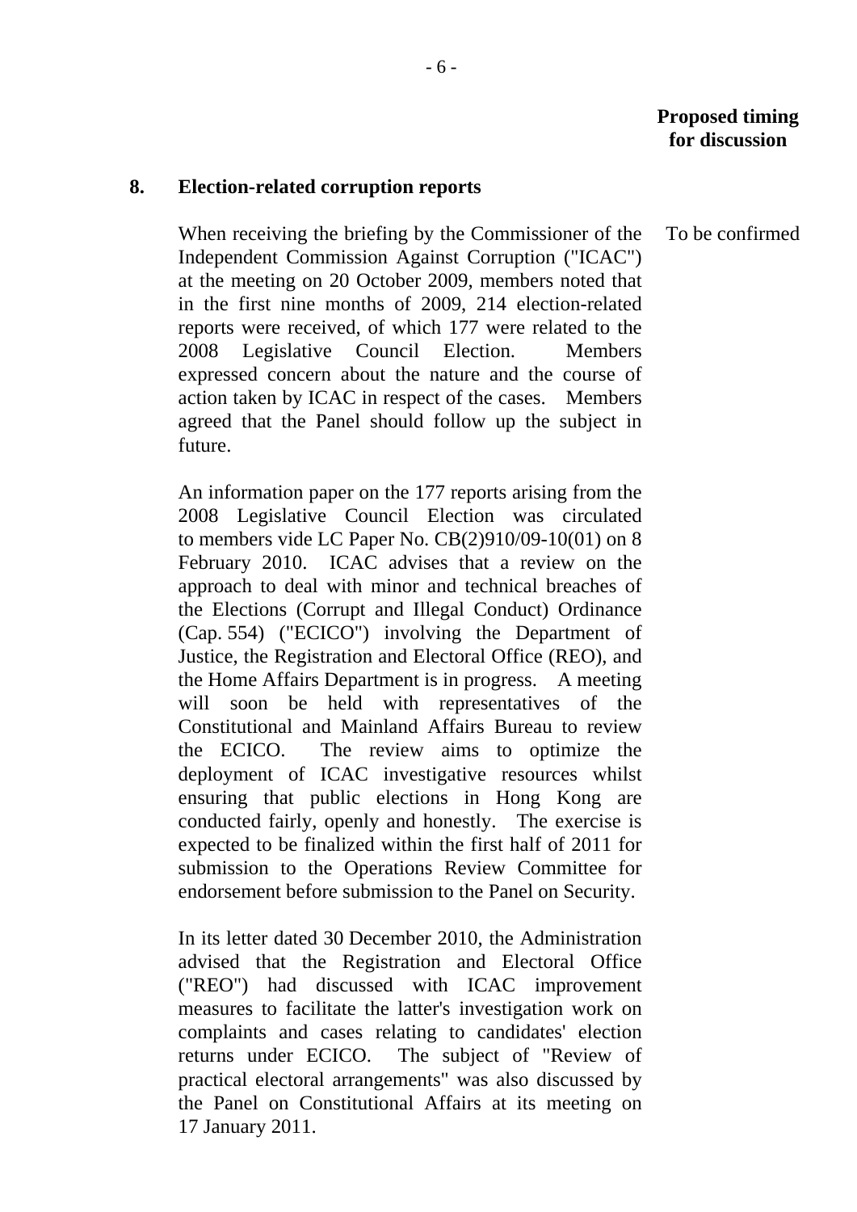**Proposed timing for discussion**

**8. Election-related corruption reports**

When receiving the briefing by the Commissioner of the Independent Commission Against Corruption ("ICAC") at the meeting on 20 October 2009, members noted that in the first nine months of 2009, 214 election-related reports were received, of which 177 were related to the 2008 Legislative Council Election. Members expressed concern about the nature and the course of action taken by ICAC in respect of the cases. Members agreed that the Panel should follow up the subject in future.

To be confirmed

An information paper on the 177 reports arising from the 2008 Legislative Council Election was circulated to members vide LC Paper No. CB(2)910/09-10(01) on 8 February 2010. ICAC advises that a review on the approach to deal with minor and technical breaches of the Elections (Corrupt and Illegal Conduct) Ordinance (Cap. 554) ("ECICO") involving the Department of Justice, the Registration and Electoral Office (REO), and the Home Affairs Department is in progress. A meeting will soon be held with representatives of the Constitutional and Mainland Affairs Bureau to review the ECICO. The review aims to optimize the deployment of ICAC investigative resources whilst ensuring that public elections in Hong Kong are conducted fairly, openly and honestly. The exercise is expected to be finalized within the first half of 2011 for submission to the Operations Review Committee for endorsement before submission to the Panel on Security.

In its letter dated 30 December 2010, the Administration advised that the Registration and Electoral Office ("REO") had discussed with ICAC improvement measures to facilitate the latter's investigation work on complaints and cases relating to candidates' election returns under ECICO. The subject of "Review of practical electoral arrangements" was also discussed by the Panel on Constitutional Affairs at its meeting on 17 January 2011.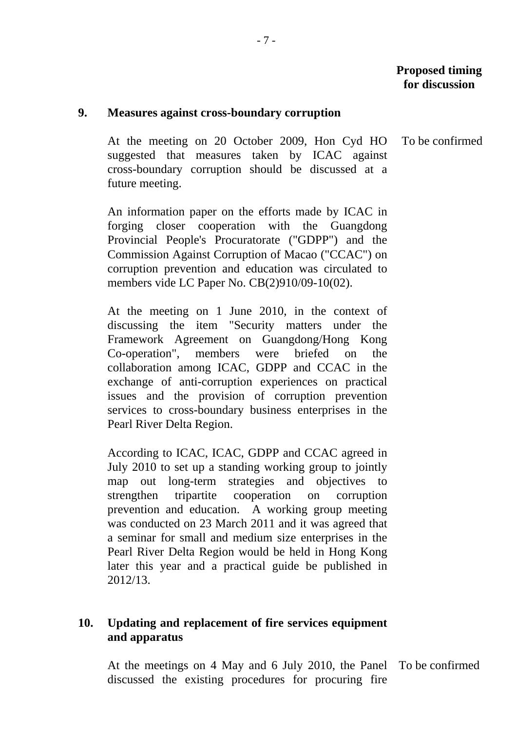**Proposed timing for discussion**

**9. Measures against cross-boundary corruption**

At the meeting on 20 October 2009, Hon Cyd HO suggested that measures taken by ICAC against cross-boundary corruption should be discussed at a future meeting. — To be confirmed

An information paper on the efforts made by ICAC in forging closer cooperation with the Guangdong Provincial People's Procuratorate ("GDPP") and the Commission Against Corruption of Macao ("CCAC") on corruption prevention and education was circulated to members vide LC Paper No. CB(2)910/09-10(02).

At the meeting on 1 June 2010, in the context of discussing the item "Security matters under the Framework Agreement on Guangdong/Hong Kong Co-operation", members were briefed on the collaboration among ICAC, GDPP and CCAC in the exchange of anti-corruption experiences on practical issues and the provision of corruption prevention services to cross-boundary business enterprises in the Pearl River Delta Region.

According to ICAC, ICAC, GDPP and CCAC agreed in July 2010 to set up a standing working group to jointly map out long-term strategies and objectives to strengthen tripartite cooperation on corruption prevention and education. A working group meeting was conducted on 23 March 2011 and it was agreed that a seminar for small and medium size enterprises in the Pearl River Delta Region would be held in Hong Kong later this year and a practical guide be published in 2012/13.

**10. Updating and replacement of fire services equipment and apparatus**

At the meetings on 4 May and 6 July 2010, the Panel discussed the existing procedures for procuring fire — To be confirmed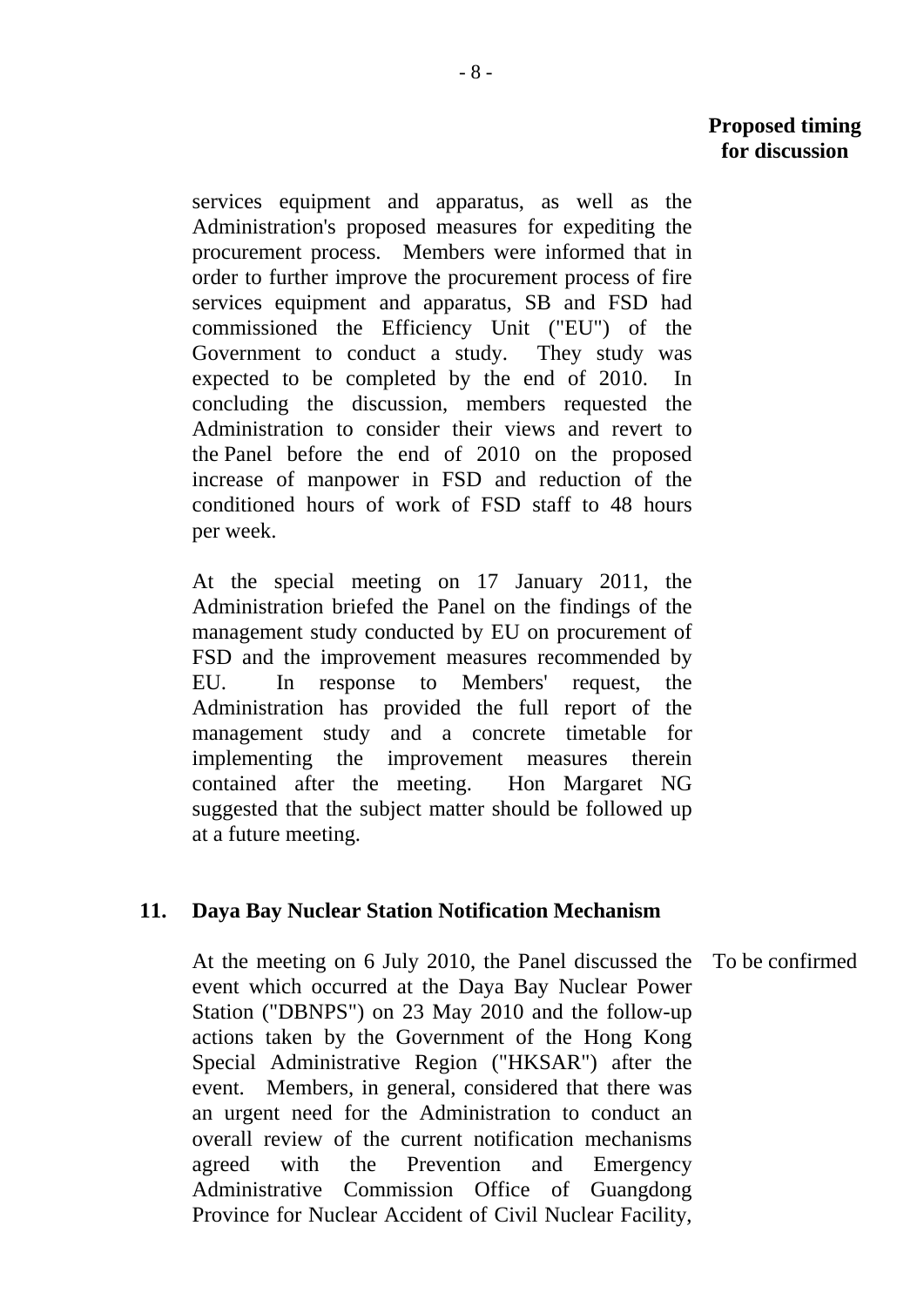**Proposed timing for discussion**

services equipment and apparatus, as well as the Administration's proposed measures for expediting the procurement process. Members were informed that in order to further improve the procurement process of fire services equipment and apparatus, SB and FSD had commissioned the Efficiency Unit ("EU") of the Government to conduct a study. They study was expected to be completed by the end of 2010. In concluding the discussion, members requested the Administration to consider their views and revert to the Panel before the end of 2010 on the proposed increase of manpower in FSD and reduction of the conditioned hours of work of FSD staff to 48 hours per week.

At the special meeting on 17 January 2011, the Administration briefed the Panel on the findings of the management study conducted by EU on procurement of FSD and the improvement measures recommended by EU. In response to Members' request, the Administration has provided the full report of the management study and a concrete timetable for implementing the improvement measures therein contained after the meeting. Hon Margaret NG suggested that the subject matter should be followed up at a future meeting.

## 11. Daya Bay Nuclear Station Notification Mechanism

At the meeting on 6 July 2010, the Panel discussed the event which occurred at the Daya Bay Nuclear Power Station ("DBNPS") on 23 May 2010 and the follow-up actions taken by the Government of the Hong Kong Special Administrative Region ("HKSAR") after the event. Members, in general, considered that there was an urgent need for the Administration to conduct an overall review of the current notification mechanisms agreed with the Prevention and Emergency Administrative Commission Office of Guangdong Province for Nuclear Accident of Civil Nuclear Facility,

To be confirmed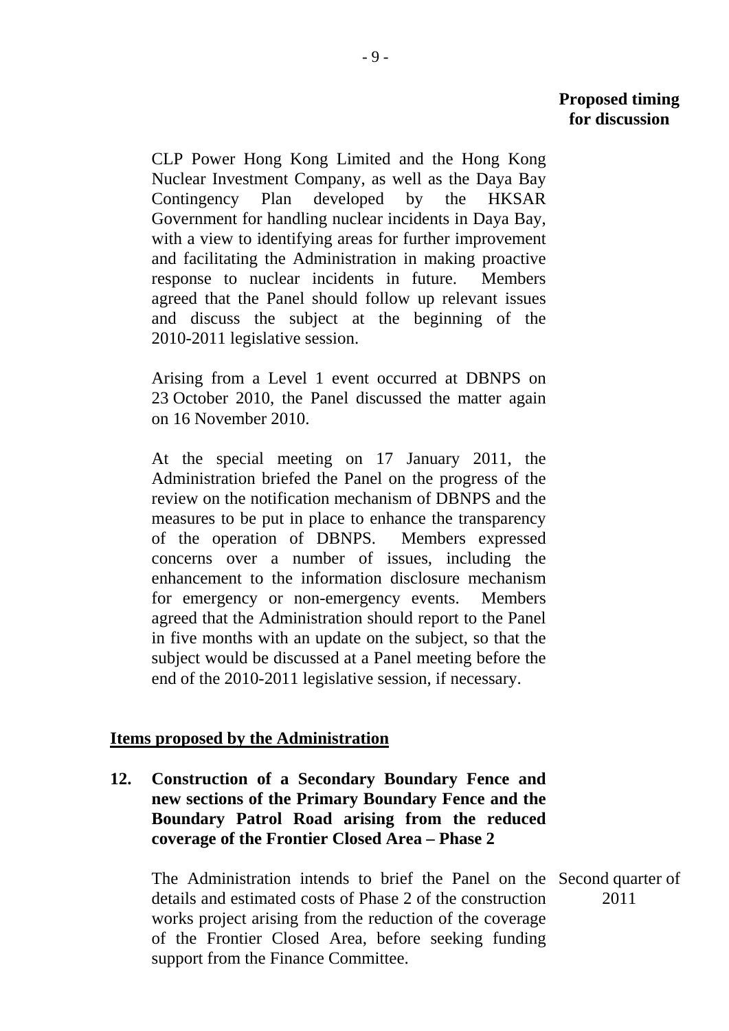**Proposed timing for discussion**

CLP Power Hong Kong Limited and the Hong Kong Nuclear Investment Company, as well as the Daya Bay Contingency Plan developed by the HKSAR Government for handling nuclear incidents in Daya Bay, with a view to identifying areas for further improvement and facilitating the Administration in making proactive response to nuclear incidents in future. Members agreed that the Panel should follow up relevant issues and discuss the subject at the beginning of the 2010-2011 legislative session.

Arising from a Level 1 event occurred at DBNPS on 23 October 2010, the Panel discussed the matter again on 16 November 2010.

At the special meeting on 17 January 2011, the Administration briefed the Panel on the progress of the review on the notification mechanism of DBNPS and the measures to be put in place to enhance the transparency of the operation of DBNPS. Members expressed concerns over a number of issues, including the enhancement to the information disclosure mechanism for emergency or non-emergency events. Members agreed that the Administration should report to the Panel in five months with an update on the subject, so that the subject would be discussed at a Panel meeting before the end of the 2010-2011 legislative session, if necessary.

**Items proposed by the Administration**

**12. Construction of a Secondary Boundary Fence and new sections of the Primary Boundary Fence and the Boundary Patrol Road arising from the reduced coverage of the Frontier Closed Area – Phase 2**

The Administration intends to brief the Panel on the details and estimated costs of Phase 2 of the construction works project arising from the reduction of the coverage of the Frontier Closed Area, before seeking funding support from the Finance Committee. — Second quarter of 2011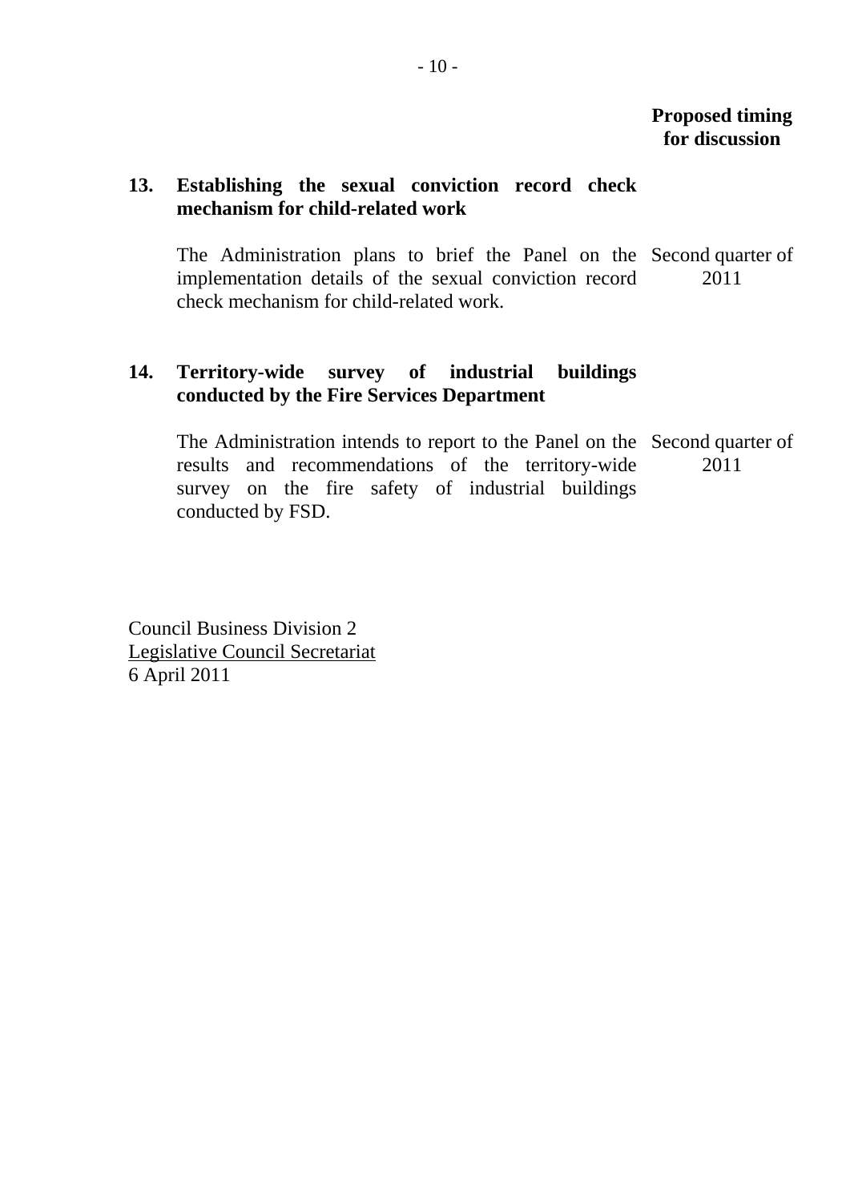| | | Proposed timing for discussion |
|---|---|---|
| **13.** | **Establishing the sexual conviction record check mechanism for child-related work** | |
| | The Administration plans to brief the Panel on the implementation details of the sexual conviction record check mechanism for child-related work. | Second quarter of 2011 |
| **14.** | **Territory-wide survey of industrial buildings conducted by the Fire Services Department** | |
| | The Administration intends to report to the Panel on the results and recommendations of the territory-wide survey on the fire safety of industrial buildings conducted by FSD. | Second quarter of 2011 |

Council Business Division 2
Legislative Council Secretariat
6 April 2011